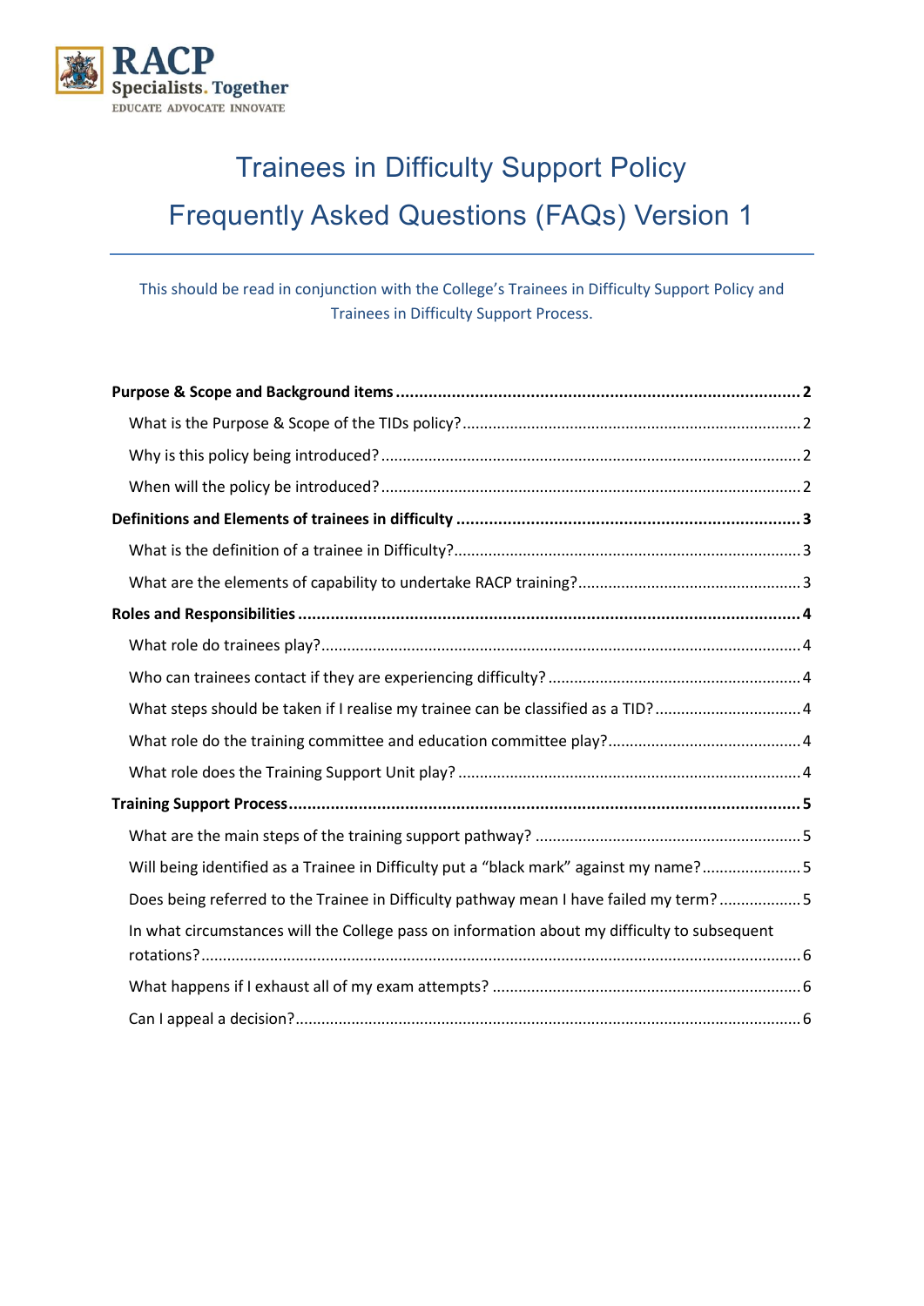RACP
Specialists. Together
EDUCATE ADVOCATE INNOVATE

# Trainees in Difficulty Support Policy

# Frequently Asked Questions (FAQs) Version 1

This should be read in conjunction with the College's Trainees in Difficulty Support Policy and Trainees in Difficulty Support Process.

**Purpose & Scope and Background items** .......... 2

- What is the Purpose & Scope of the TIDs policy? .......... 2
- Why is this policy being introduced? .......... 2
- When will the policy be introduced? .......... 2

**Definitions and Elements of trainees in difficulty** .......... 3

- What is the definition of a trainee in Difficulty? .......... 3
- What are the elements of capability to undertake RACP training? .......... 3

**Roles and Responsibilities** .......... 4

- What role do trainees play? .......... 4
- Who can trainees contact if they are experiencing difficulty? .......... 4
- What steps should be taken if I realise my trainee can be classified as a TID? .......... 4
- What role do the training committee and education committee play? .......... 4
- What role does the Training Support Unit play? .......... 4

**Training Support Process** .......... 5

- What are the main steps of the training support pathway? .......... 5
- Will being identified as a Trainee in Difficulty put a "black mark" against my name? .......... 5
- Does being referred to the Trainee in Difficulty pathway mean I have failed my term? .......... 5
- In what circumstances will the College pass on information about my difficulty to subsequent rotations? .......... 6
- What happens if I exhaust all of my exam attempts? .......... 6
- Can I appeal a decision? .......... 6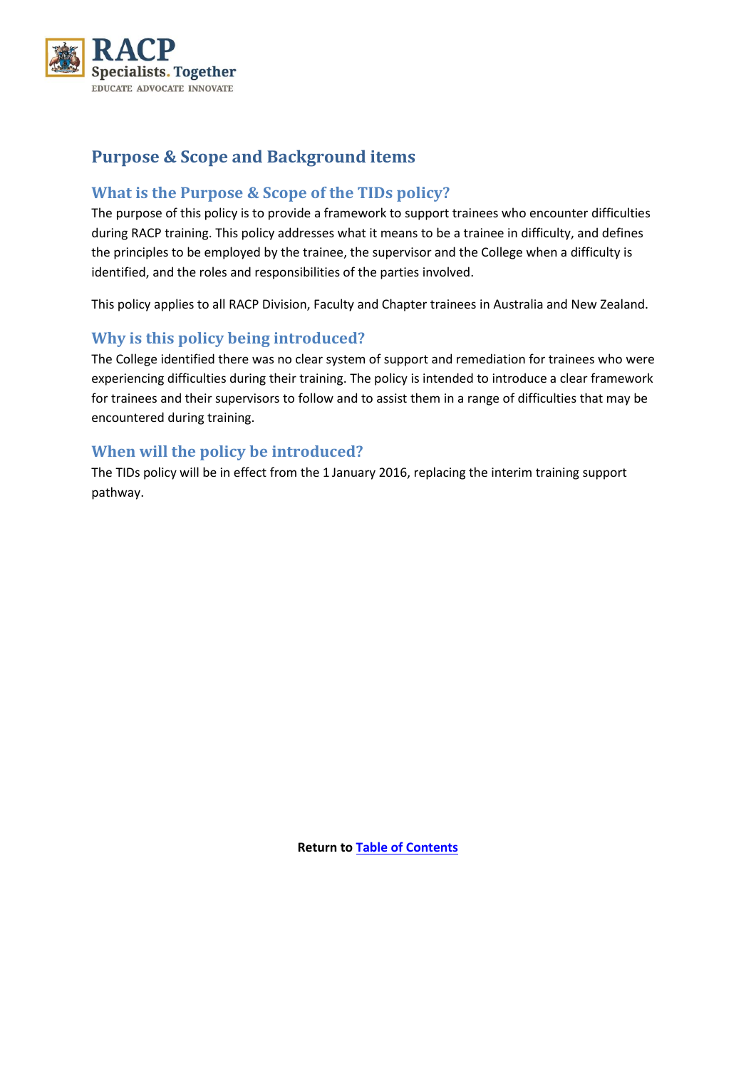# Purpose & Scope and Background items

## What is the Purpose & Scope of the TIDs policy?

The purpose of this policy is to provide a framework to support trainees who encounter difficulties during RACP training. This policy addresses what it means to be a trainee in difficulty, and defines the principles to be employed by the trainee, the supervisor and the College when a difficulty is identified, and the roles and responsibilities of the parties involved.

This policy applies to all RACP Division, Faculty and Chapter trainees in Australia and New Zealand.

## Why is this policy being introduced?

The College identified there was no clear system of support and remediation for trainees who were experiencing difficulties during their training. The policy is intended to introduce a clear framework for trainees and their supervisors to follow and to assist them in a range of difficulties that may be encountered during training.

## When will the policy be introduced?

The TIDs policy will be in effect from the 1 January 2016, replacing the interim training support pathway.

**Return to Table of Contents**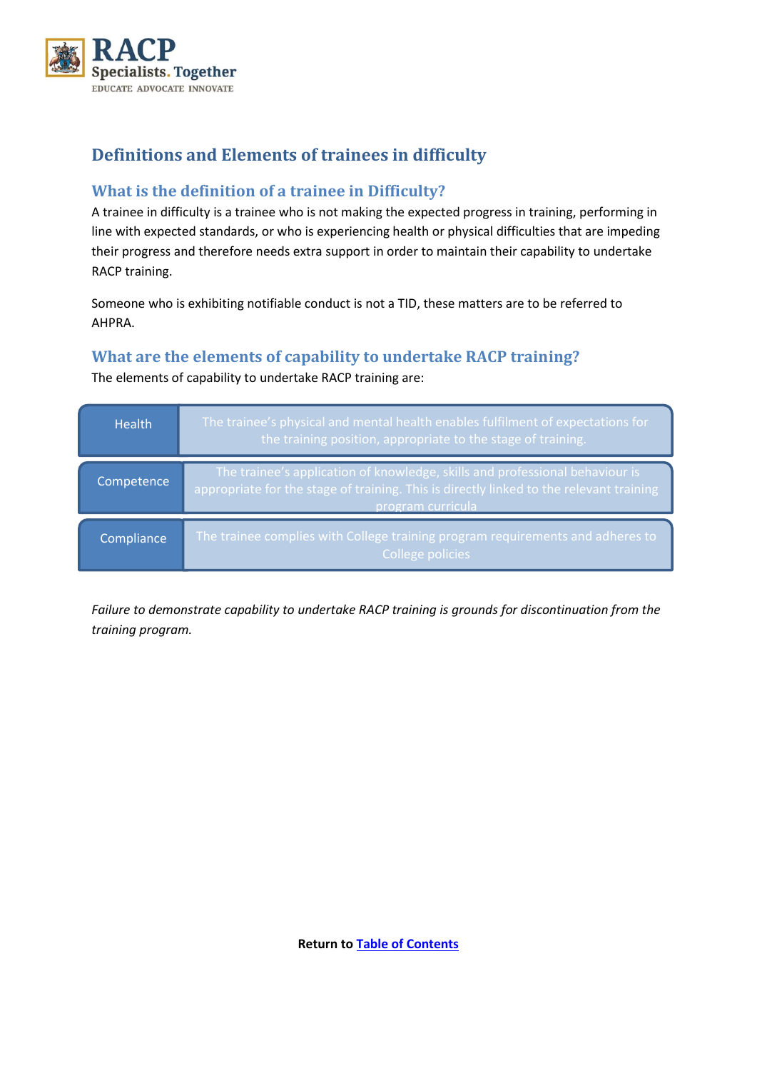## Definitions and Elements of trainees in difficulty

### What is the definition of a trainee in Difficulty?

A trainee in difficulty is a trainee who is not making the expected progress in training, performing in line with expected standards, or who is experiencing health or physical difficulties that are impeding their progress and therefore needs extra support in order to maintain their capability to undertake RACP training.

Someone who is exhibiting notifiable conduct is not a TID, these matters are to be referred to AHPRA.

### What are the elements of capability to undertake RACP training?

The elements of capability to undertake RACP training are:

| | |
|---|---|
| Health | The trainee's physical and mental health enables fulfilment of expectations for the training position, appropriate to the stage of training. |
| Competence | The trainee's application of knowledge, skills and professional behaviour is appropriate for the stage of training. This is directly linked to the relevant training program curricula |
| Compliance | The trainee complies with College training program requirements and adheres to College policies |

*Failure to demonstrate capability to undertake RACP training is grounds for discontinuation from the training program.*

**Return to** Table of Contents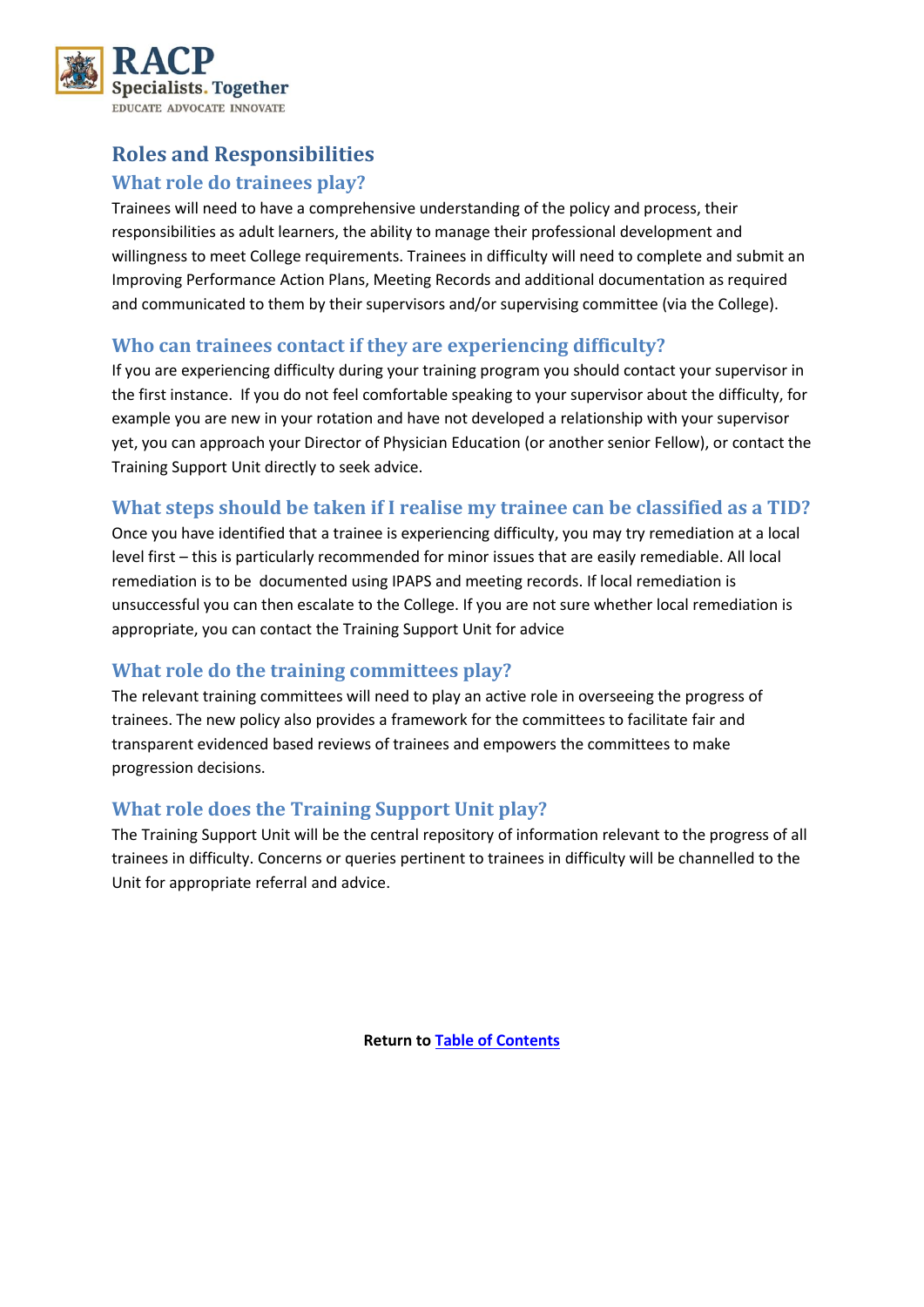# Roles and Responsibilities

## What role do trainees play?

Trainees will need to have a comprehensive understanding of the policy and process, their responsibilities as adult learners, the ability to manage their professional development and willingness to meet College requirements. Trainees in difficulty will need to complete and submit an Improving Performance Action Plans, Meeting Records and additional documentation as required and communicated to them by their supervisors and/or supervising committee (via the College).

## Who can trainees contact if they are experiencing difficulty?

If you are experiencing difficulty during your training program you should contact your supervisor in the first instance. If you do not feel comfortable speaking to your supervisor about the difficulty, for example you are new in your rotation and have not developed a relationship with your supervisor yet, you can approach your Director of Physician Education (or another senior Fellow), or contact the Training Support Unit directly to seek advice.

## What steps should be taken if I realise my trainee can be classified as a TID?

Once you have identified that a trainee is experiencing difficulty, you may try remediation at a local level first – this is particularly recommended for minor issues that are easily remediable. All local remediation is to be documented using IPAPS and meeting records. If local remediation is unsuccessful you can then escalate to the College. If you are not sure whether local remediation is appropriate, you can contact the Training Support Unit for advice

## What role do the training committees play?

The relevant training committees will need to play an active role in overseeing the progress of trainees. The new policy also provides a framework for the committees to facilitate fair and transparent evidenced based reviews of trainees and empowers the committees to make progression decisions.

## What role does the Training Support Unit play?

The Training Support Unit will be the central repository of information relevant to the progress of all trainees in difficulty. Concerns or queries pertinent to trainees in difficulty will be channelled to the Unit for appropriate referral and advice.

**Return to** [Table of Contents]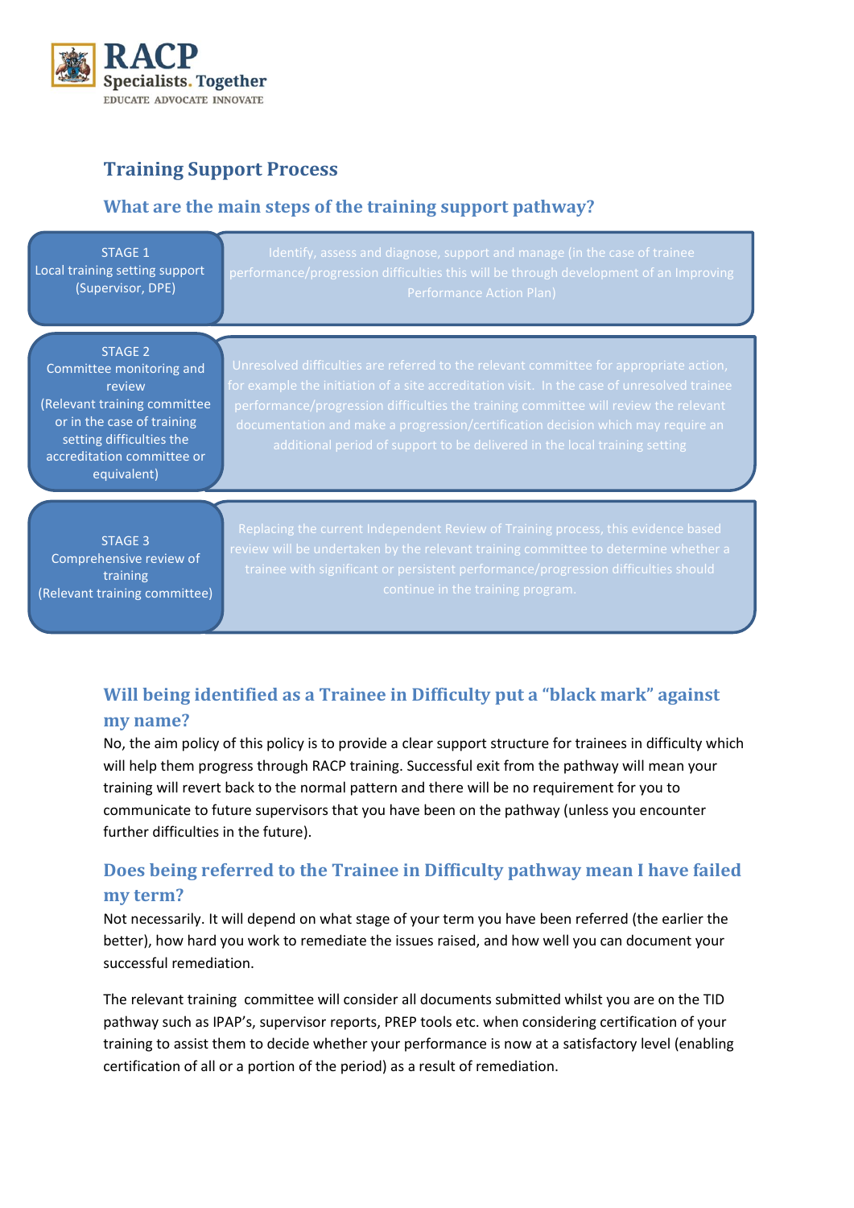## Training Support Process

### What are the main steps of the training support pathway?

| Stage | Description |
| --- | --- |
| STAGE 1<br>Local training setting support<br>(Supervisor, DPE) | Identify, assess and diagnose, support and manage (in the case of trainee performance/progression difficulties this will be through development of an Improving Performance Action Plan) |
| STAGE 2<br>Committee monitoring and review<br>(Relevant training committee or in the case of training setting difficulties the accreditation committee or equivalent) | Unresolved difficulties are referred to the relevant committee for appropriate action, for example the initiation of a site accreditation visit. In the case of unresolved trainee performance/progression difficulties the training committee will review the relevant documentation and make a progression/certification decision which may require an additional period of support to be delivered in the local training setting |
| STAGE 3<br>Comprehensive review of training<br>(Relevant training committee) | Replacing the current Independent Review of Training process, this evidence based review will be undertaken by the relevant training committee to determine whether a trainee with significant or persistent performance/progression difficulties should continue in the training program. |

### Will being identified as a Trainee in Difficulty put a "black mark" against my name?

No, the aim policy of this policy is to provide a clear support structure for trainees in difficulty which will help them progress through RACP training. Successful exit from the pathway will mean your training will revert back to the normal pattern and there will be no requirement for you to communicate to future supervisors that you have been on the pathway (unless you encounter further difficulties in the future).

### Does being referred to the Trainee in Difficulty pathway mean I have failed my term?

Not necessarily. It will depend on what stage of your term you have been referred (the earlier the better), how hard you work to remediate the issues raised, and how well you can document your successful remediation.

The relevant training committee will consider all documents submitted whilst you are on the TID pathway such as IPAP's, supervisor reports, PREP tools etc. when considering certification of your training to assist them to decide whether your performance is now at a satisfactory level (enabling certification of all or a portion of the period) as a result of remediation.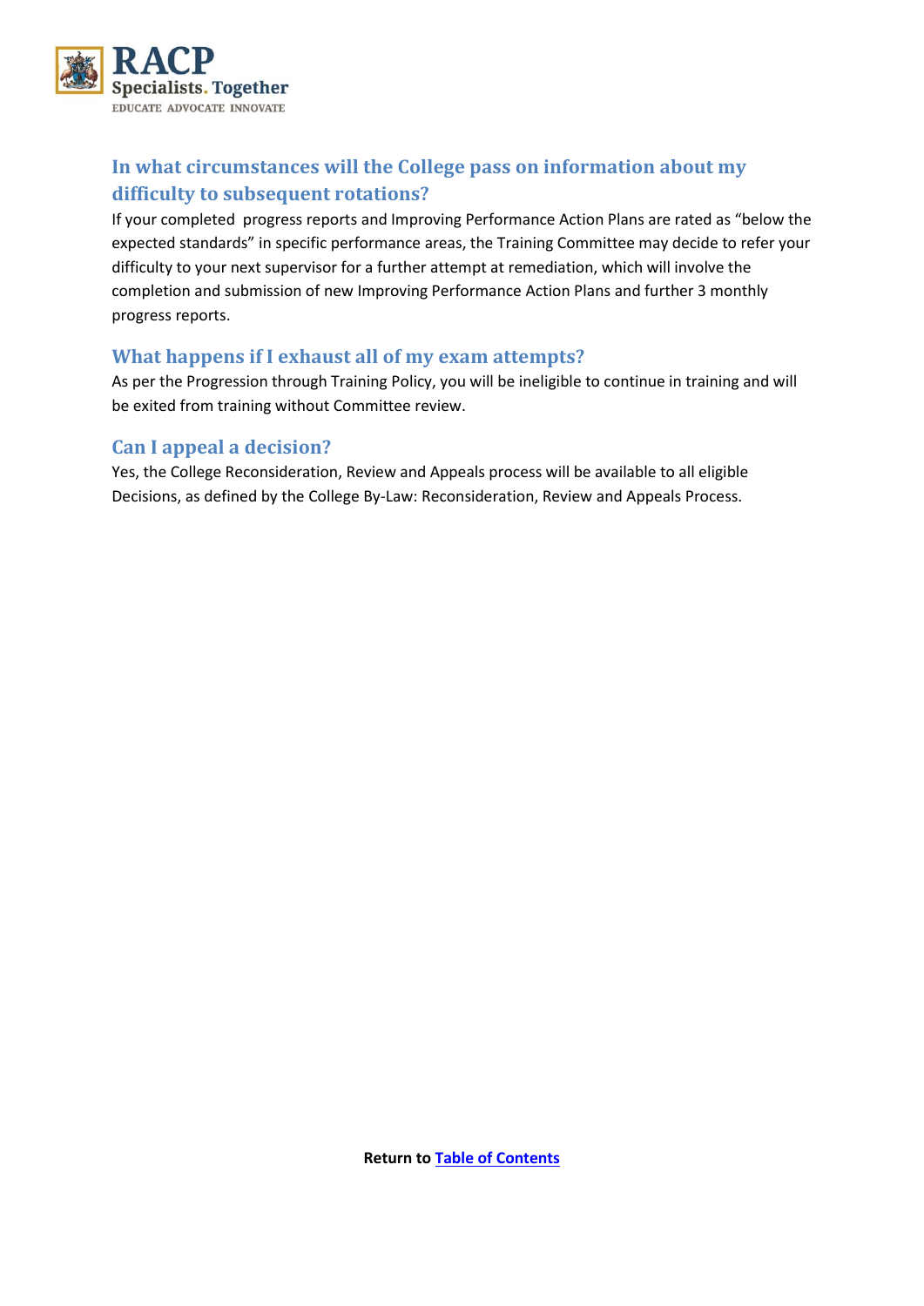## In what circumstances will the College pass on information about my difficulty to subsequent rotations?

If your completed progress reports and Improving Performance Action Plans are rated as "below the expected standards" in specific performance areas, the Training Committee may decide to refer your difficulty to your next supervisor for a further attempt at remediation, which will involve the completion and submission of new Improving Performance Action Plans and further 3 monthly progress reports.

## What happens if I exhaust all of my exam attempts?

As per the Progression through Training Policy, you will be ineligible to continue in training and will be exited from training without Committee review.

## Can I appeal a decision?

Yes, the College Reconsideration, Review and Appeals process will be available to all eligible Decisions, as defined by the College By-Law: Reconsideration, Review and Appeals Process.

**Return to** [Table of Contents]